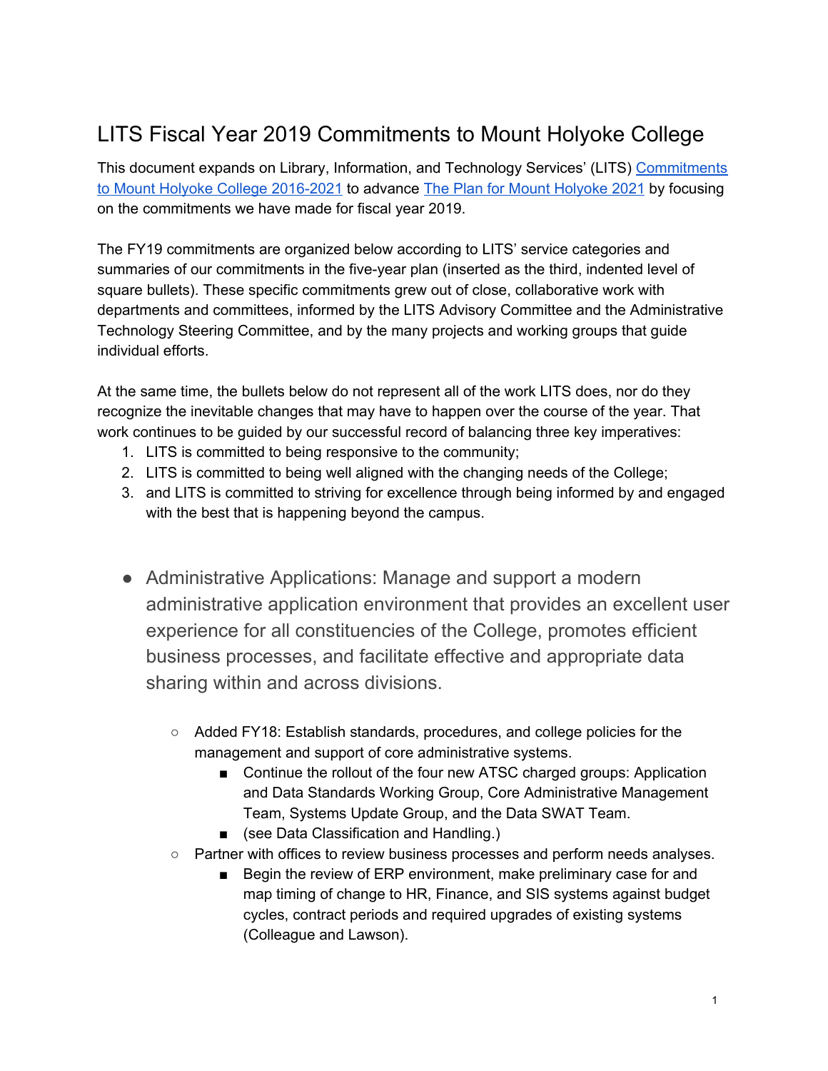# LITS Fiscal Year 2019 Commitments to Mount Holyoke College

This document expands on Library, Information, and Technology Services' (LITS) [Commitments to Mount Holyoke College 2016-2021]() to advance [The Plan for Mount Holyoke 2021]() by focusing on the commitments we have made for fiscal year 2019.

The FY19 commitments are organized below according to LITS' service categories and summaries of our commitments in the five-year plan (inserted as the third, indented level of square bullets). These specific commitments grew out of close, collaborative work with departments and committees, informed by the LITS Advisory Committee and the Administrative Technology Steering Committee, and by the many projects and working groups that guide individual efforts.

At the same time, the bullets below do not represent all of the work LITS does, nor do they recognize the inevitable changes that may have to happen over the course of the year. That work continues to be guided by our successful record of balancing three key imperatives:

1. LITS is committed to being responsive to the community;
2. LITS is committed to being well aligned with the changing needs of the College;
3. and LITS is committed to striving for excellence through being informed by and engaged with the best that is happening beyond the campus.

- Administrative Applications: Manage and support a modern administrative application environment that provides an excellent user experience for all constituencies of the College, promotes efficient business processes, and facilitate effective and appropriate data sharing within and across divisions.
    - Added FY18: Establish standards, procedures, and college policies for the management and support of core administrative systems.
        - Continue the rollout of the four new ATSC charged groups: Application and Data Standards Working Group, Core Administrative Management Team, Systems Update Group, and the Data SWAT Team.
        - (see Data Classification and Handling.)
    - Partner with offices to review business processes and perform needs analyses.
        - Begin the review of ERP environment, make preliminary case for and map timing of change to HR, Finance, and SIS systems against budget cycles, contract periods and required upgrades of existing systems (Colleague and Lawson).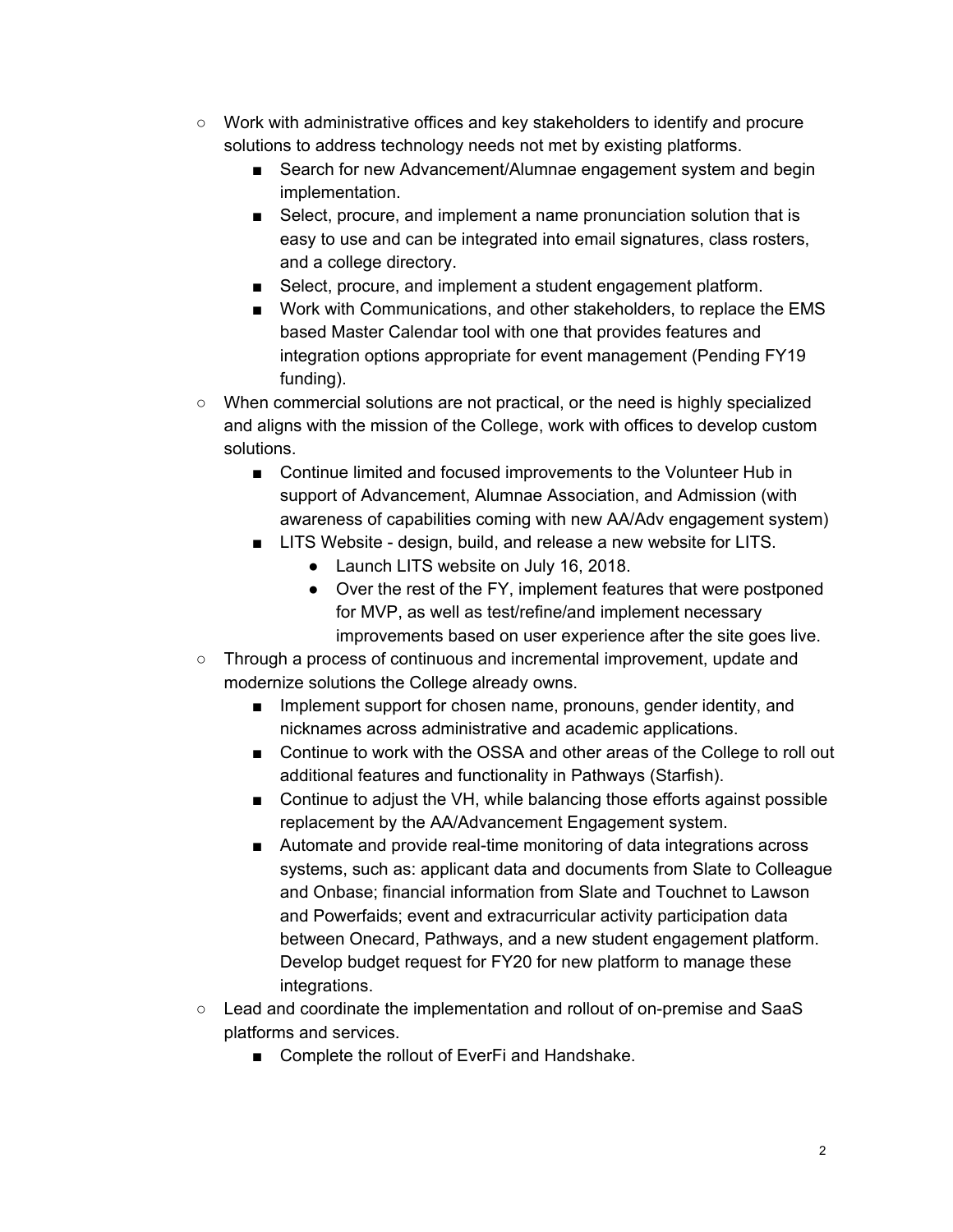- Work with administrative offices and key stakeholders to identify and procure solutions to address technology needs not met by existing platforms.
    - Search for new Advancement/Alumnae engagement system and begin implementation.
    - Select, procure, and implement a name pronunciation solution that is easy to use and can be integrated into email signatures, class rosters, and a college directory.
    - Select, procure, and implement a student engagement platform.
    - Work with Communications, and other stakeholders, to replace the EMS based Master Calendar tool with one that provides features and integration options appropriate for event management (Pending FY19 funding).
- When commercial solutions are not practical, or the need is highly specialized and aligns with the mission of the College, work with offices to develop custom solutions.
    - Continue limited and focused improvements to the Volunteer Hub in support of Advancement, Alumnae Association, and Admission (with awareness of capabilities coming with new AA/Adv engagement system)
    - LITS Website - design, build, and release a new website for LITS.
        - Launch LITS website on July 16, 2018.
        - Over the rest of the FY, implement features that were postponed for MVP, as well as test/refine/and implement necessary improvements based on user experience after the site goes live.
- Through a process of continuous and incremental improvement, update and modernize solutions the College already owns.
    - Implement support for chosen name, pronouns, gender identity, and nicknames across administrative and academic applications.
    - Continue to work with the OSSA and other areas of the College to roll out additional features and functionality in Pathways (Starfish).
    - Continue to adjust the VH, while balancing those efforts against possible replacement by the AA/Advancement Engagement system.
    - Automate and provide real-time monitoring of data integrations across systems, such as: applicant data and documents from Slate to Colleague and Onbase; financial information from Slate and Touchnet to Lawson and Powerfaids; event and extracurricular activity participation data between Onecard, Pathways, and a new student engagement platform. Develop budget request for FY20 for new platform to manage these integrations.
- Lead and coordinate the implementation and rollout of on-premise and SaaS platforms and services.
    - Complete the rollout of EverFi and Handshake.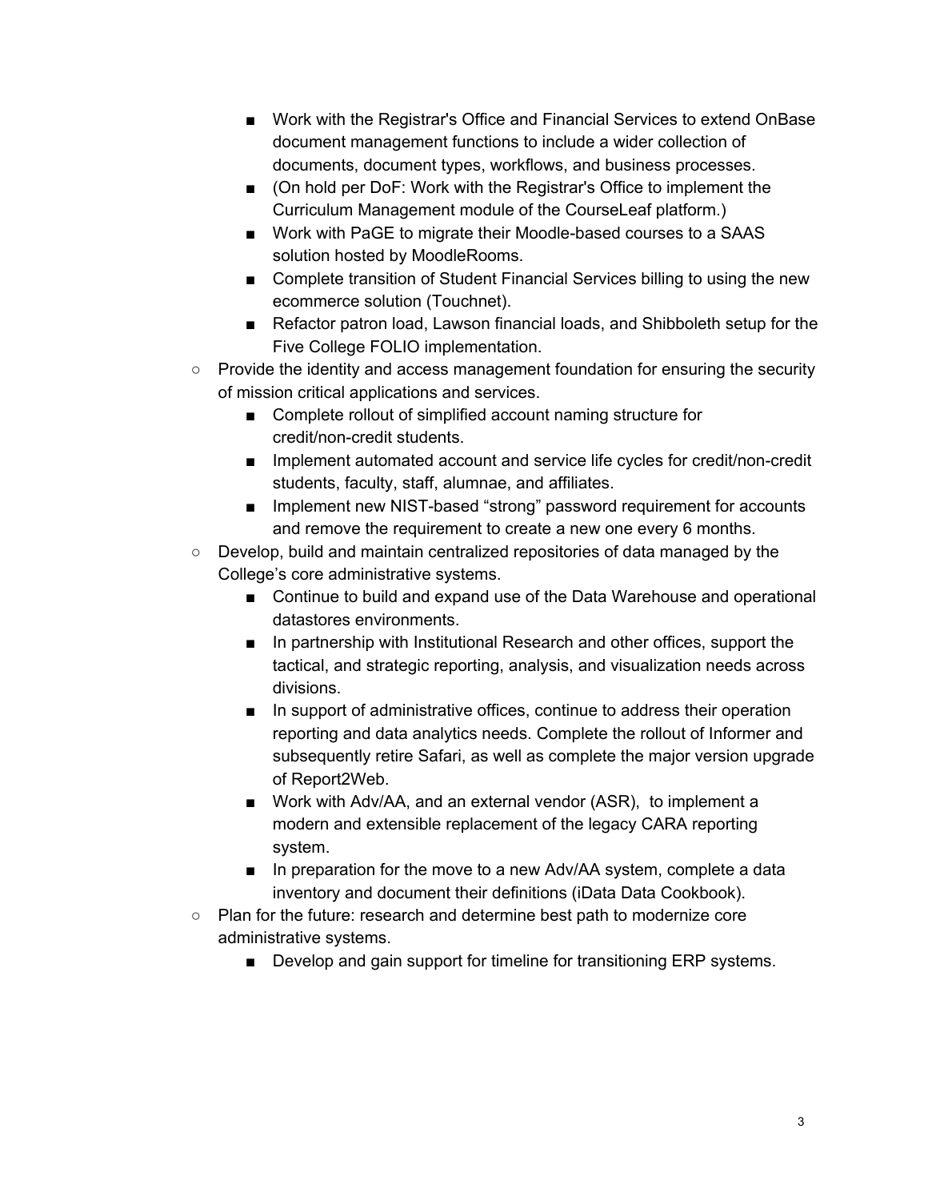- Work with the Registrar's Office and Financial Services to extend OnBase document management functions to include a wider collection of documents, document types, workflows, and business processes.
        - (On hold per DoF: Work with the Registrar's Office to implement the Curriculum Management module of the CourseLeaf platform.)
        - Work with PaGE to migrate their Moodle-based courses to a SAAS solution hosted by MoodleRooms.
        - Complete transition of Student Financial Services billing to using the new ecommerce solution (Touchnet).
        - Refactor patron load, Lawson financial loads, and Shibboleth setup for the Five College FOLIO implementation.
    - Provide the identity and access management foundation for ensuring the security of mission critical applications and services.
        - Complete rollout of simplified account naming structure for credit/non-credit students.
        - Implement automated account and service life cycles for credit/non-credit students, faculty, staff, alumnae, and affiliates.
        - Implement new NIST-based "strong" password requirement for accounts and remove the requirement to create a new one every 6 months.
    - Develop, build and maintain centralized repositories of data managed by the College's core administrative systems.
        - Continue to build and expand use of the Data Warehouse and operational datastores environments.
        - In partnership with Institutional Research and other offices, support the tactical, and strategic reporting, analysis, and visualization needs across divisions.
        - In support of administrative offices, continue to address their operation reporting and data analytics needs. Complete the rollout of Informer and subsequently retire Safari, as well as complete the major version upgrade of Report2Web.
        - Work with Adv/AA, and an external vendor (ASR), to implement a modern and extensible replacement of the legacy CARA reporting system.
        - In preparation for the move to a new Adv/AA system, complete a data inventory and document their definitions (iData Data Cookbook).
    - Plan for the future: research and determine best path to modernize core administrative systems.
        - Develop and gain support for timeline for transitioning ERP systems.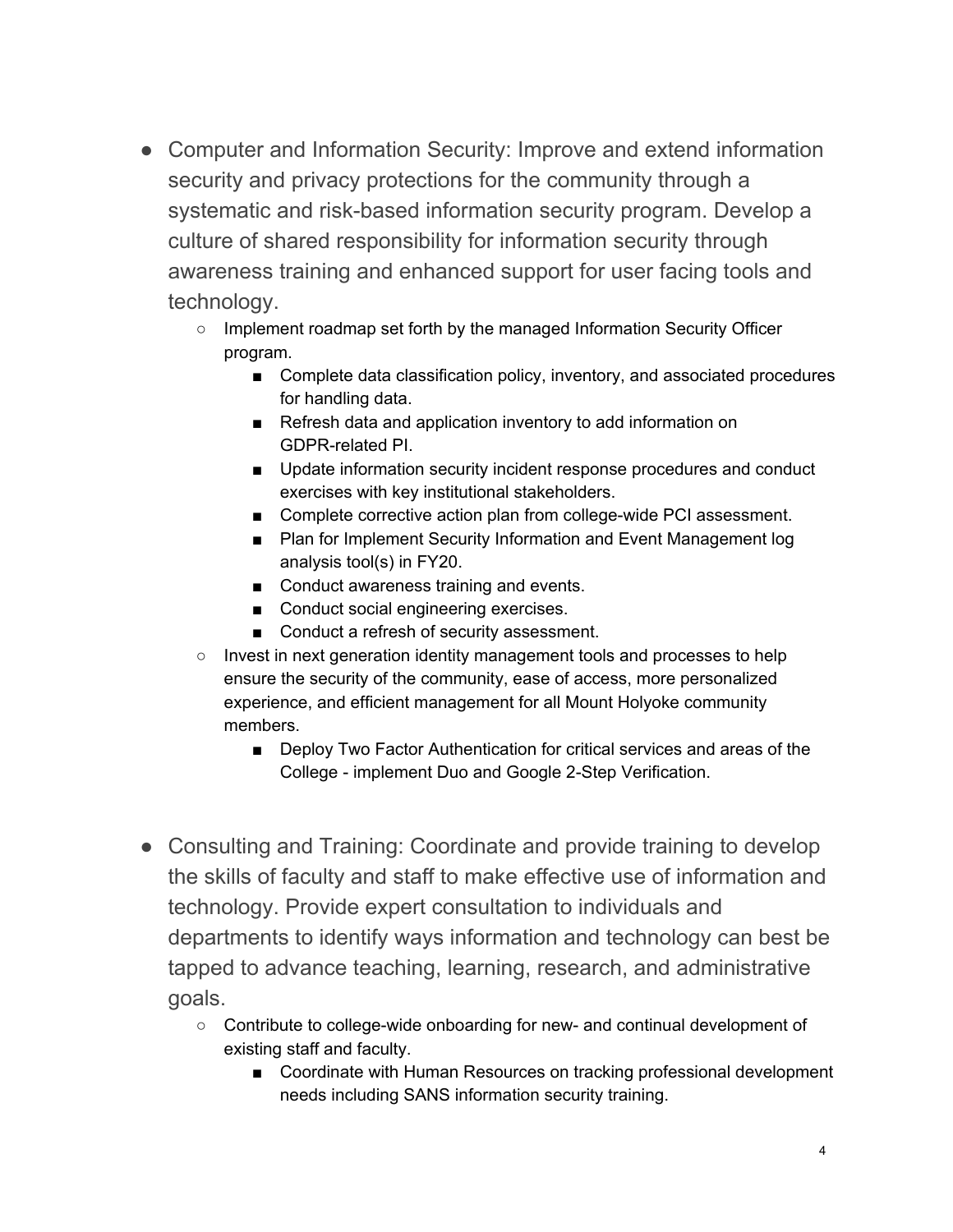- Computer and Information Security: Improve and extend information security and privacy protections for the community through a systematic and risk-based information security program. Develop a culture of shared responsibility for information security through awareness training and enhanced support for user facing tools and technology.
    - Implement roadmap set forth by the managed Information Security Officer program.
        - Complete data classification policy, inventory, and associated procedures for handling data.
        - Refresh data and application inventory to add information on GDPR-related PI.
        - Update information security incident response procedures and conduct exercises with key institutional stakeholders.
        - Complete corrective action plan from college-wide PCI assessment.
        - Plan for Implement Security Information and Event Management log analysis tool(s) in FY20.
        - Conduct awareness training and events.
        - Conduct social engineering exercises.
        - Conduct a refresh of security assessment.
    - Invest in next generation identity management tools and processes to help ensure the security of the community, ease of access, more personalized experience, and efficient management for all Mount Holyoke community members.
        - Deploy Two Factor Authentication for critical services and areas of the College - implement Duo and Google 2-Step Verification.

- Consulting and Training: Coordinate and provide training to develop the skills of faculty and staff to make effective use of information and technology. Provide expert consultation to individuals and departments to identify ways information and technology can best be tapped to advance teaching, learning, research, and administrative goals.
    - Contribute to college-wide onboarding for new- and continual development of existing staff and faculty.
        - Coordinate with Human Resources on tracking professional development needs including SANS information security training.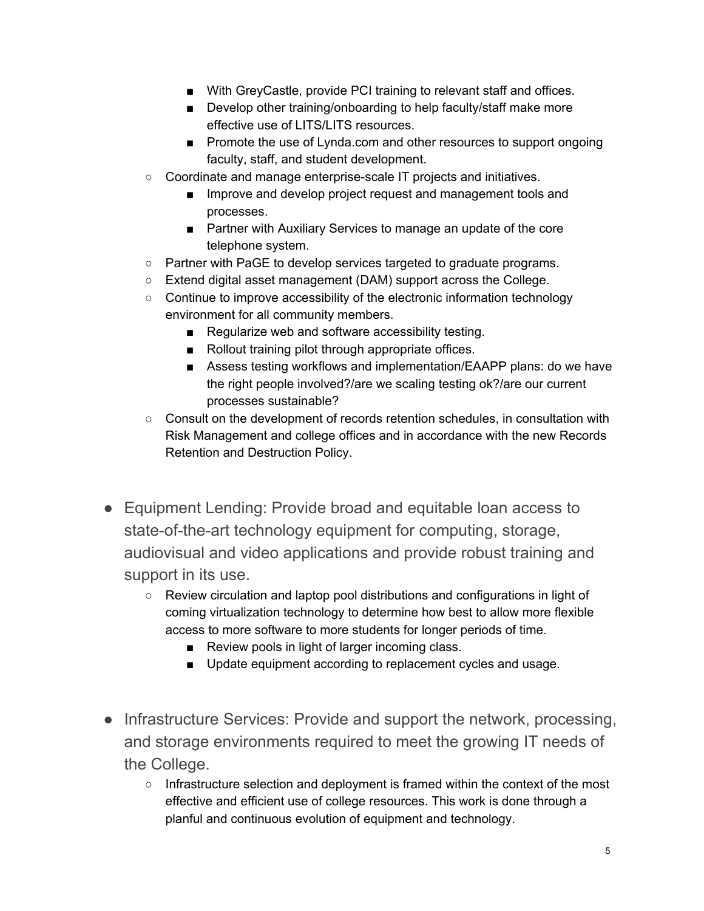- With GreyCastle, provide PCI training to relevant staff and offices.
        - Develop other training/onboarding to help faculty/staff make more effective use of LITS/LITS resources.
        - Promote the use of Lynda.com and other resources to support ongoing faculty, staff, and student development.
    - Coordinate and manage enterprise-scale IT projects and initiatives.
        - Improve and develop project request and management tools and processes.
        - Partner with Auxiliary Services to manage an update of the core telephone system.
    - Partner with PaGE to develop services targeted to graduate programs.
    - Extend digital asset management (DAM) support across the College.
    - Continue to improve accessibility of the electronic information technology environment for all community members.
        - Regularize web and software accessibility testing.
        - Rollout training pilot through appropriate offices.
        - Assess testing workflows and implementation/EAAPP plans: do we have the right people involved?/are we scaling testing ok?/are our current processes sustainable?
    - Consult on the development of records retention schedules, in consultation with Risk Management and college offices and in accordance with the new Records Retention and Destruction Policy.

- Equipment Lending: Provide broad and equitable loan access to state-of-the-art technology equipment for computing, storage, audiovisual and video applications and provide robust training and support in its use.
    - Review circulation and laptop pool distributions and configurations in light of coming virtualization technology to determine how best to allow more flexible access to more software to more students for longer periods of time.
        - Review pools in light of larger incoming class.
        - Update equipment according to replacement cycles and usage.

- Infrastructure Services: Provide and support the network, processing, and storage environments required to meet the growing IT needs of the College.
    - Infrastructure selection and deployment is framed within the context of the most effective and efficient use of college resources. This work is done through a planful and continuous evolution of equipment and technology.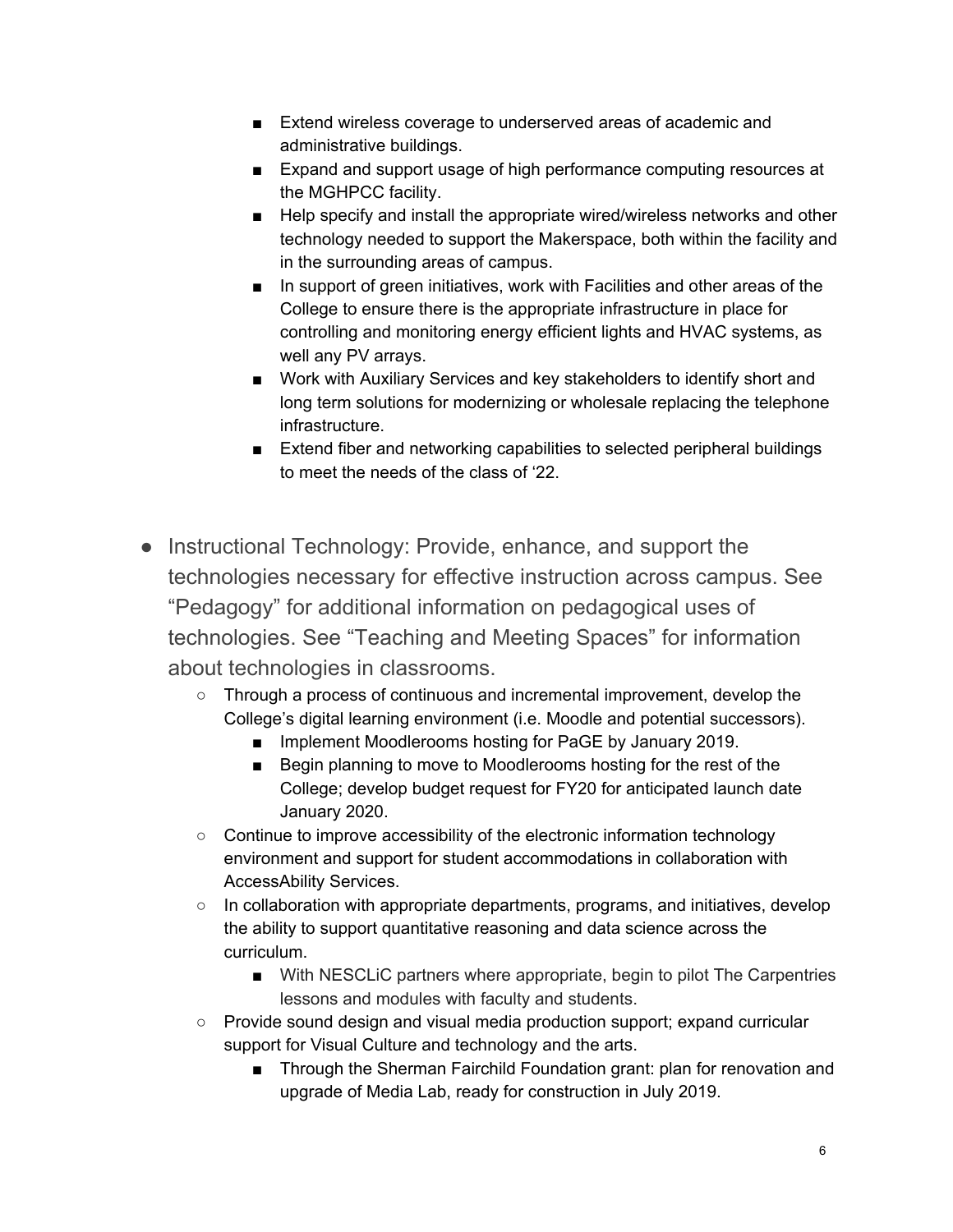- Extend wireless coverage to underserved areas of academic and administrative buildings.
        - Expand and support usage of high performance computing resources at the MGHPCC facility.
        - Help specify and install the appropriate wired/wireless networks and other technology needed to support the Makerspace, both within the facility and in the surrounding areas of campus.
        - In support of green initiatives, work with Facilities and other areas of the College to ensure there is the appropriate infrastructure in place for controlling and monitoring energy efficient lights and HVAC systems, as well any PV arrays.
        - Work with Auxiliary Services and key stakeholders to identify short and long term solutions for modernizing or wholesale replacing the telephone infrastructure.
        - Extend fiber and networking capabilities to selected peripheral buildings to meet the needs of the class of '22.

- Instructional Technology: Provide, enhance, and support the technologies necessary for effective instruction across campus. See "Pedagogy" for additional information on pedagogical uses of technologies. See "Teaching and Meeting Spaces" for information about technologies in classrooms.
    - Through a process of continuous and incremental improvement, develop the College's digital learning environment (i.e. Moodle and potential successors).
        - Implement Moodlerooms hosting for PaGE by January 2019.
        - Begin planning to move to Moodlerooms hosting for the rest of the College; develop budget request for FY20 for anticipated launch date January 2020.
    - Continue to improve accessibility of the electronic information technology environment and support for student accommodations in collaboration with AccessAbility Services.
    - In collaboration with appropriate departments, programs, and initiatives, develop the ability to support quantitative reasoning and data science across the curriculum.
        - With NESCLiC partners where appropriate, begin to pilot The Carpentries lessons and modules with faculty and students.
    - Provide sound design and visual media production support; expand curricular support for Visual Culture and technology and the arts.
        - Through the Sherman Fairchild Foundation grant: plan for renovation and upgrade of Media Lab, ready for construction in July 2019.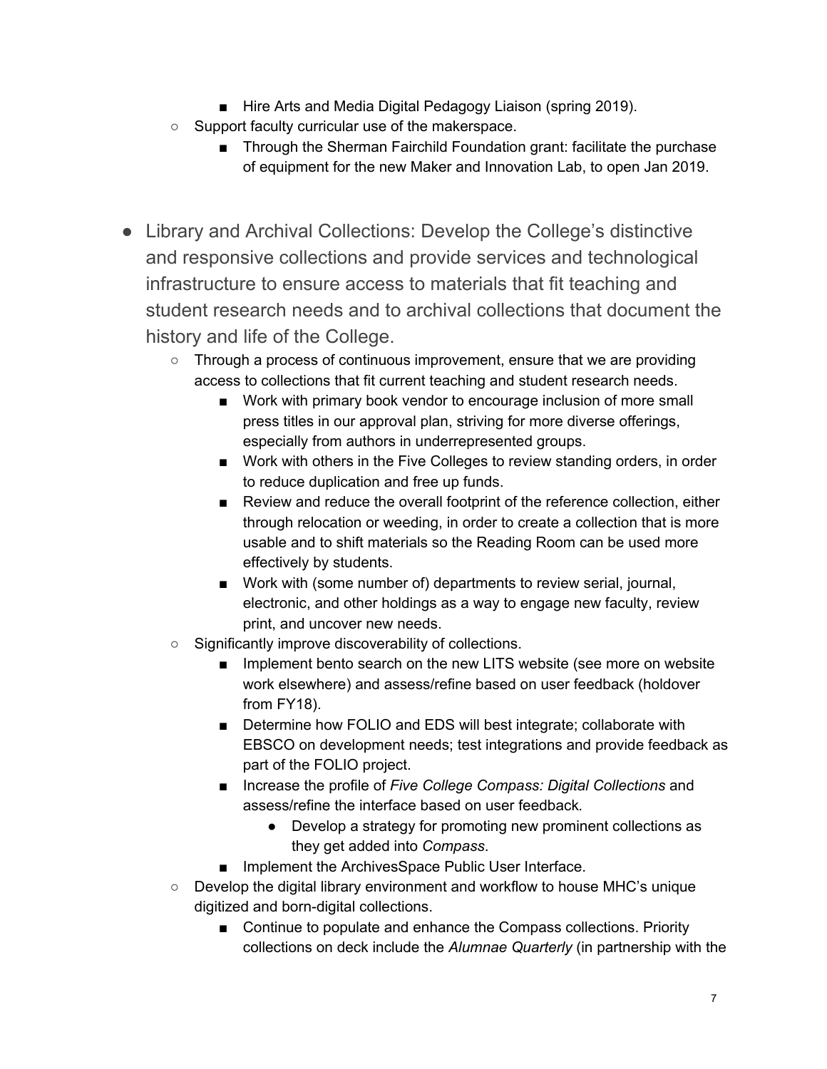- Hire Arts and Media Digital Pedagogy Liaison (spring 2019).
    - Support faculty curricular use of the makerspace.
        - Through the Sherman Fairchild Foundation grant: facilitate the purchase of equipment for the new Maker and Innovation Lab, to open Jan 2019.

- Library and Archival Collections: Develop the College's distinctive and responsive collections and provide services and technological infrastructure to ensure access to materials that fit teaching and student research needs and to archival collections that document the history and life of the College.
    - Through a process of continuous improvement, ensure that we are providing access to collections that fit current teaching and student research needs.
        - Work with primary book vendor to encourage inclusion of more small press titles in our approval plan, striving for more diverse offerings, especially from authors in underrepresented groups.
        - Work with others in the Five Colleges to review standing orders, in order to reduce duplication and free up funds.
        - Review and reduce the overall footprint of the reference collection, either through relocation or weeding, in order to create a collection that is more usable and to shift materials so the Reading Room can be used more effectively by students.
        - Work with (some number of) departments to review serial, journal, electronic, and other holdings as a way to engage new faculty, review print, and uncover new needs.
    - Significantly improve discoverability of collections.
        - Implement bento search on the new LITS website (see more on website work elsewhere) and assess/refine based on user feedback (holdover from FY18).
        - Determine how FOLIO and EDS will best integrate; collaborate with EBSCO on development needs; test integrations and provide feedback as part of the FOLIO project.
        - Increase the profile of *Five College Compass: Digital Collections* and assess/refine the interface based on user feedback.
            - Develop a strategy for promoting new prominent collections as they get added into *Compass*.
        - Implement the ArchivesSpace Public User Interface.
    - Develop the digital library environment and workflow to house MHC's unique digitized and born-digital collections.
        - Continue to populate and enhance the Compass collections. Priority collections on deck include the *Alumnae Quarterly* (in partnership with the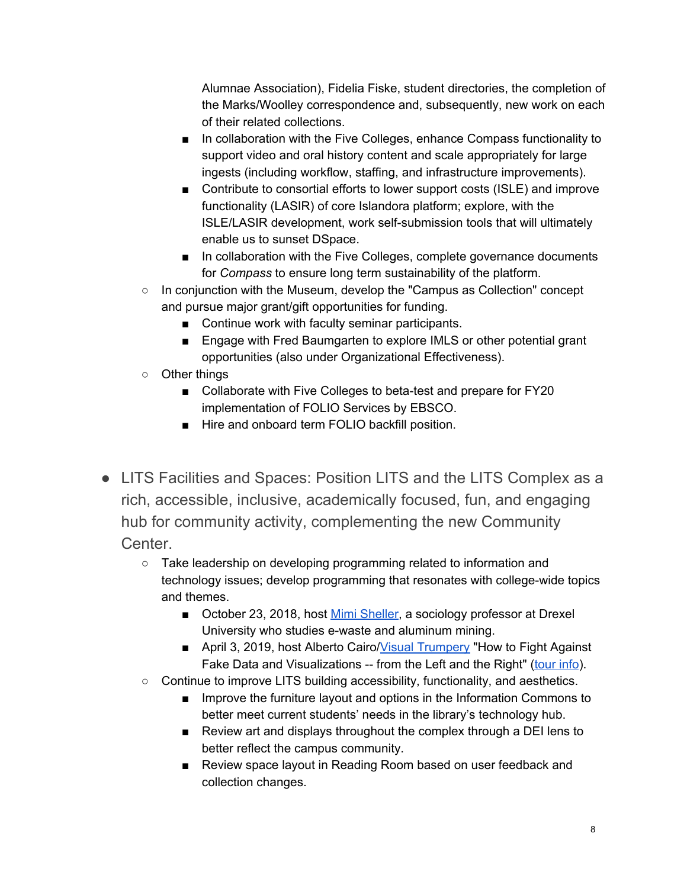- Alumnae Association), Fidelia Fiske, student directories, the completion of the Marks/Woolley correspondence and, subsequently, new work on each of their related collections.
        - In collaboration with the Five Colleges, enhance Compass functionality to support video and oral history content and scale appropriately for large ingests (including workflow, staffing, and infrastructure improvements).
        - Contribute to consortial efforts to lower support costs (ISLE) and improve functionality (LASIR) of core Islandora platform; explore, with the ISLE/LASIR development, work self-submission tools that will ultimately enable us to sunset DSpace.
        - In collaboration with the Five Colleges, complete governance documents for *Compass* to ensure long term sustainability of the platform.
    - In conjunction with the Museum, develop the "Campus as Collection" concept and pursue major grant/gift opportunities for funding.
        - Continue work with faculty seminar participants.
        - Engage with Fred Baumgarten to explore IMLS or other potential grant opportunities (also under Organizational Effectiveness).
    - Other things
        - Collaborate with Five Colleges to beta-test and prepare for FY20 implementation of FOLIO Services by EBSCO.
        - Hire and onboard term FOLIO backfill position.

- LITS Facilities and Spaces: Position LITS and the LITS Complex as a rich, accessible, inclusive, academically focused, fun, and engaging hub for community activity, complementing the new Community Center.
    - Take leadership on developing programming related to information and technology issues; develop programming that resonates with college-wide topics and themes.
        - October 23, 2018, host Mimi Sheller, a sociology professor at Drexel University who studies e-waste and aluminum mining.
        - April 3, 2019, host Alberto Cairo/Visual Trumpery "How to Fight Against Fake Data and Visualizations -- from the Left and the Right" (tour info).
    - Continue to improve LITS building accessibility, functionality, and aesthetics.
        - Improve the furniture layout and options in the Information Commons to better meet current students' needs in the library's technology hub.
        - Review art and displays throughout the complex through a DEI lens to better reflect the campus community.
        - Review space layout in Reading Room based on user feedback and collection changes.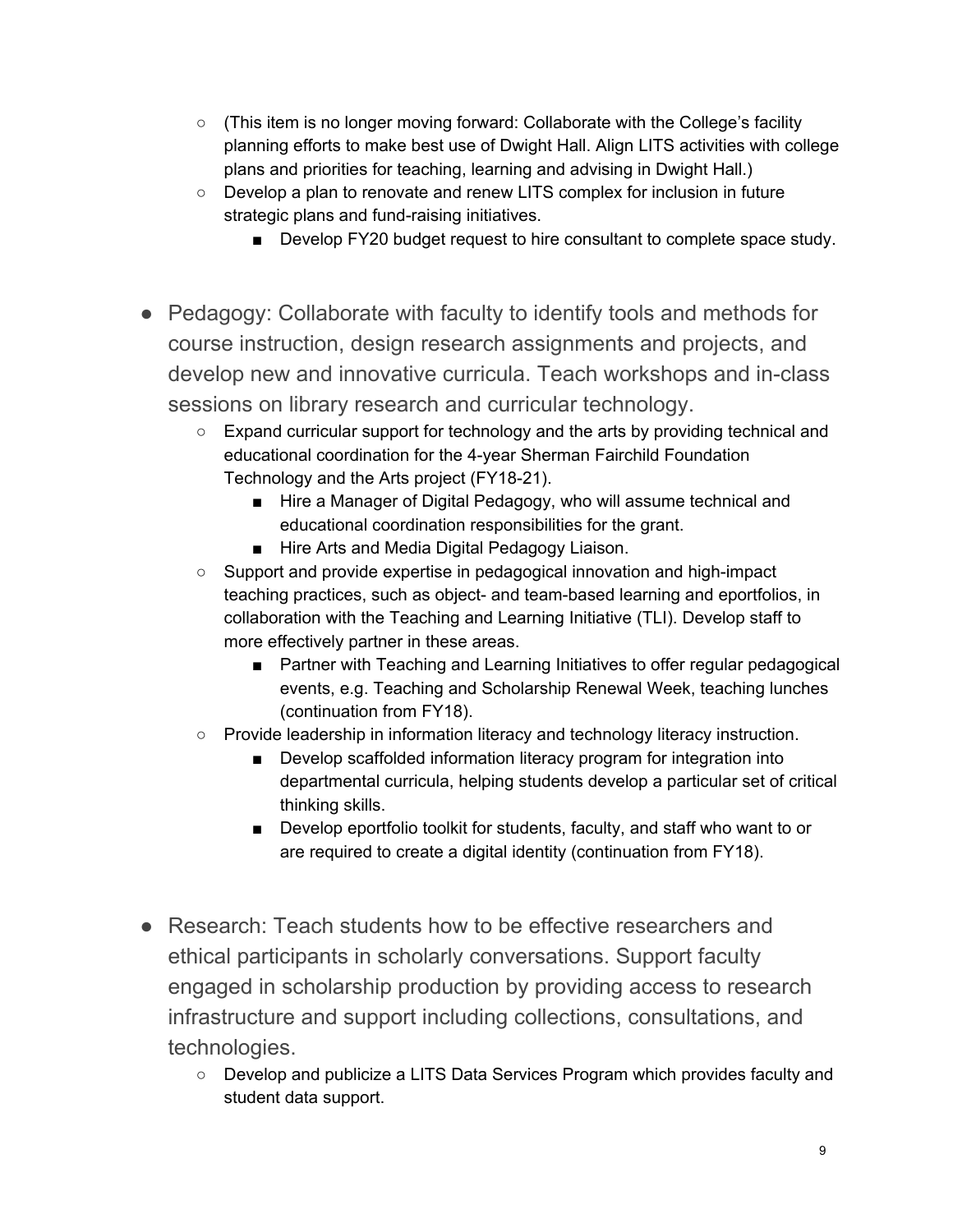- (This item is no longer moving forward: Collaborate with the College's facility planning efforts to make best use of Dwight Hall. Align LITS activities with college plans and priorities for teaching, learning and advising in Dwight Hall.)
- Develop a plan to renovate and renew LITS complex for inclusion in future strategic plans and fund-raising initiatives.
  - Develop FY20 budget request to hire consultant to complete space study.

- Pedagogy: Collaborate with faculty to identify tools and methods for course instruction, design research assignments and projects, and develop new and innovative curricula. Teach workshops and in-class sessions on library research and curricular technology.
  - Expand curricular support for technology and the arts by providing technical and educational coordination for the 4-year Sherman Fairchild Foundation Technology and the Arts project (FY18-21).
    - Hire a Manager of Digital Pedagogy, who will assume technical and educational coordination responsibilities for the grant.
    - Hire Arts and Media Digital Pedagogy Liaison.
  - Support and provide expertise in pedagogical innovation and high-impact teaching practices, such as object- and team-based learning and eportfolios, in collaboration with the Teaching and Learning Initiative (TLI). Develop staff to more effectively partner in these areas.
    - Partner with Teaching and Learning Initiatives to offer regular pedagogical events, e.g. Teaching and Scholarship Renewal Week, teaching lunches (continuation from FY18).
  - Provide leadership in information literacy and technology literacy instruction.
    - Develop scaffolded information literacy program for integration into departmental curricula, helping students develop a particular set of critical thinking skills.
    - Develop eportfolio toolkit for students, faculty, and staff who want to or are required to create a digital identity (continuation from FY18).

- Research: Teach students how to be effective researchers and ethical participants in scholarly conversations. Support faculty engaged in scholarship production by providing access to research infrastructure and support including collections, consultations, and technologies.
  - Develop and publicize a LITS Data Services Program which provides faculty and student data support.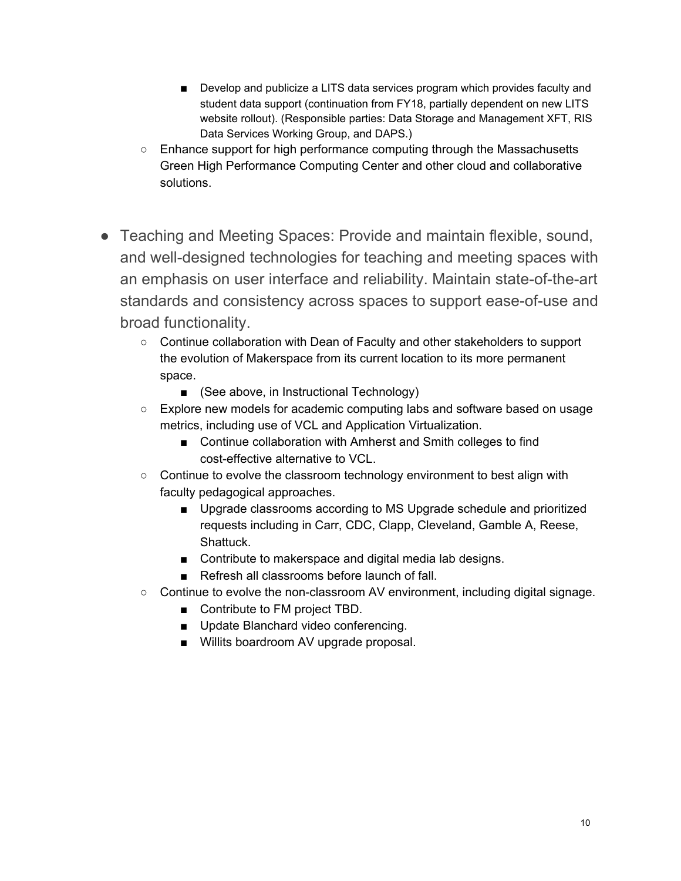- Develop and publicize a LITS data services program which provides faculty and student data support (continuation from FY18, partially dependent on new LITS website rollout). (Responsible parties: Data Storage and Management XFT, RIS Data Services Working Group, and DAPS.)
    - Enhance support for high performance computing through the Massachusetts Green High Performance Computing Center and other cloud and collaborative solutions.

- Teaching and Meeting Spaces: Provide and maintain flexible, sound, and well-designed technologies for teaching and meeting spaces with an emphasis on user interface and reliability. Maintain state-of-the-art standards and consistency across spaces to support ease-of-use and broad functionality.
    - Continue collaboration with Dean of Faculty and other stakeholders to support the evolution of Makerspace from its current location to its more permanent space.
        - (See above, in Instructional Technology)
    - Explore new models for academic computing labs and software based on usage metrics, including use of VCL and Application Virtualization.
        - Continue collaboration with Amherst and Smith colleges to find cost-effective alternative to VCL.
    - Continue to evolve the classroom technology environment to best align with faculty pedagogical approaches.
        - Upgrade classrooms according to MS Upgrade schedule and prioritized requests including in Carr, CDC, Clapp, Cleveland, Gamble A, Reese, Shattuck.
        - Contribute to makerspace and digital media lab designs.
        - Refresh all classrooms before launch of fall.
    - Continue to evolve the non-classroom AV environment, including digital signage.
        - Contribute to FM project TBD.
        - Update Blanchard video conferencing.
        - Willits boardroom AV upgrade proposal.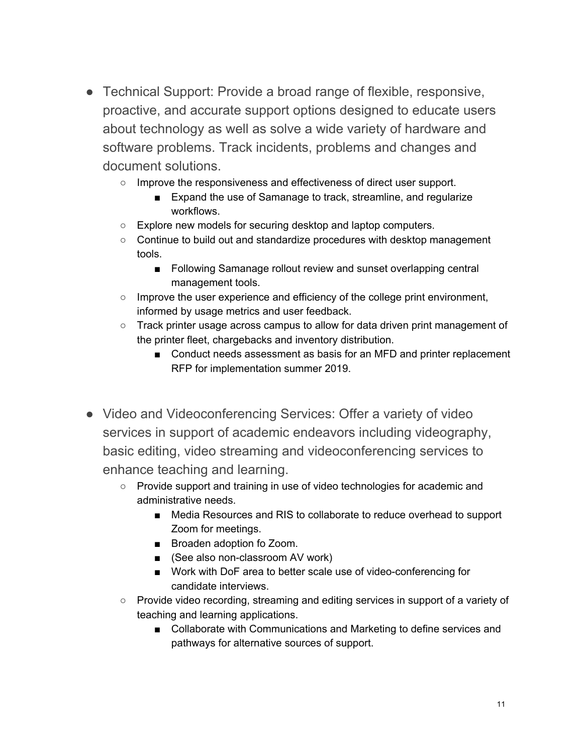- Technical Support: Provide a broad range of flexible, responsive, proactive, and accurate support options designed to educate users about technology as well as solve a wide variety of hardware and software problems. Track incidents, problems and changes and document solutions.
    - Improve the responsiveness and effectiveness of direct user support.
        - Expand the use of Samanage to track, streamline, and regularize workflows.
    - Explore new models for securing desktop and laptop computers.
    - Continue to build out and standardize procedures with desktop management tools.
        - Following Samanage rollout review and sunset overlapping central management tools.
    - Improve the user experience and efficiency of the college print environment, informed by usage metrics and user feedback.
    - Track printer usage across campus to allow for data driven print management of the printer fleet, chargebacks and inventory distribution.
        - Conduct needs assessment as basis for an MFD and printer replacement RFP for implementation summer 2019.

- Video and Videoconferencing Services: Offer a variety of video services in support of academic endeavors including videography, basic editing, video streaming and videoconferencing services to enhance teaching and learning.
    - Provide support and training in use of video technologies for academic and administrative needs.
        - Media Resources and RIS to collaborate to reduce overhead to support Zoom for meetings.
        - Broaden adoption fo Zoom.
        - (See also non-classroom AV work)
        - Work with DoF area to better scale use of video-conferencing for candidate interviews.
    - Provide video recording, streaming and editing services in support of a variety of teaching and learning applications.
        - Collaborate with Communications and Marketing to define services and pathways for alternative sources of support.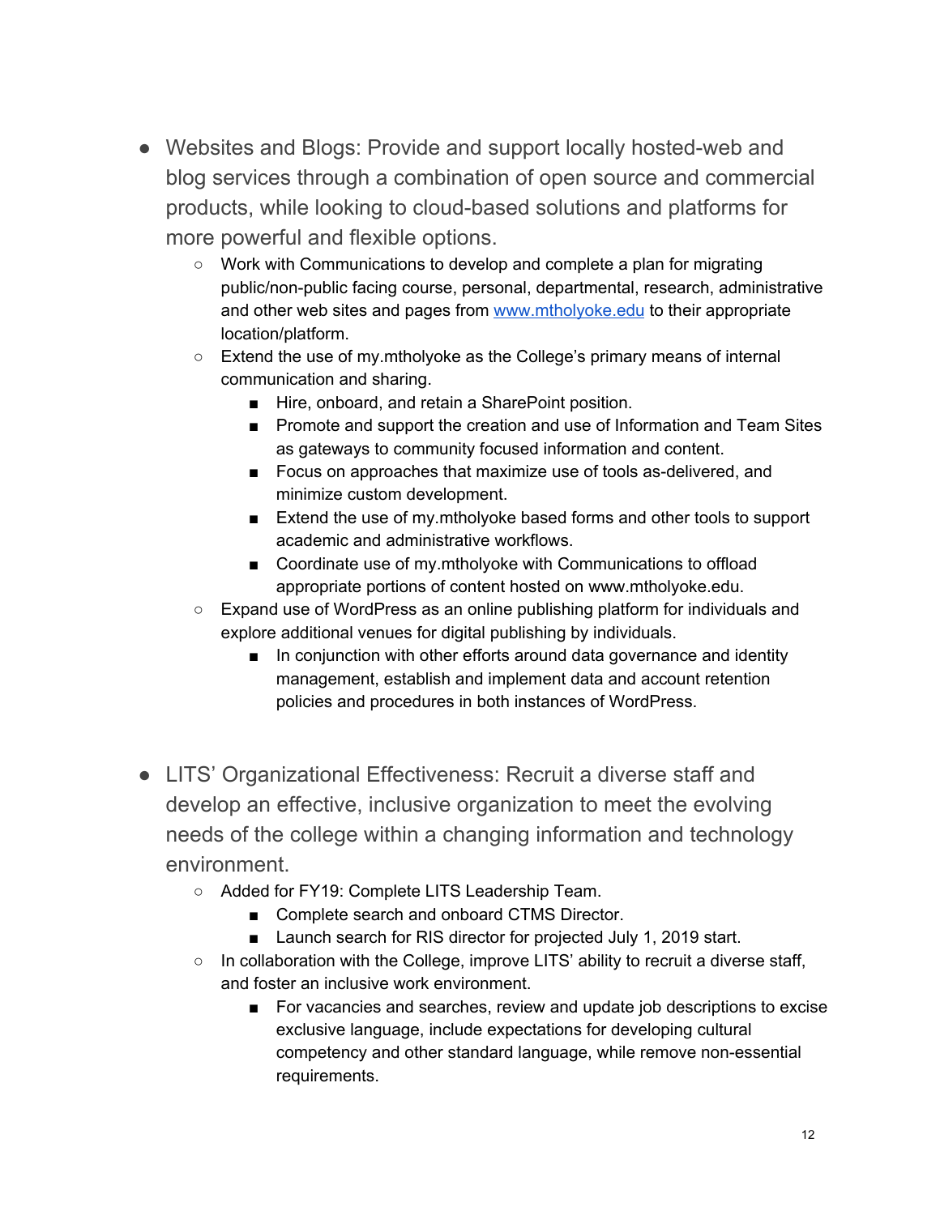- Websites and Blogs: Provide and support locally hosted-web and blog services through a combination of open source and commercial products, while looking to cloud-based solutions and platforms for more powerful and flexible options.
    - Work with Communications to develop and complete a plan for migrating public/non-public facing course, personal, departmental, research, administrative and other web sites and pages from [www.mtholyoke.edu](http://www.mtholyoke.edu) to their appropriate location/platform.
    - Extend the use of my.mtholyoke as the College's primary means of internal communication and sharing.
        - Hire, onboard, and retain a SharePoint position.
        - Promote and support the creation and use of Information and Team Sites as gateways to community focused information and content.
        - Focus on approaches that maximize use of tools as-delivered, and minimize custom development.
        - Extend the use of my.mtholyoke based forms and other tools to support academic and administrative workflows.
        - Coordinate use of my.mtholyoke with Communications to offload appropriate portions of content hosted on www.mtholyoke.edu.
    - Expand use of WordPress as an online publishing platform for individuals and explore additional venues for digital publishing by individuals.
        - In conjunction with other efforts around data governance and identity management, establish and implement data and account retention policies and procedures in both instances of WordPress.

- LITS' Organizational Effectiveness: Recruit a diverse staff and develop an effective, inclusive organization to meet the evolving needs of the college within a changing information and technology environment.
    - Added for FY19: Complete LITS Leadership Team.
        - Complete search and onboard CTMS Director.
        - Launch search for RIS director for projected July 1, 2019 start.
    - In collaboration with the College, improve LITS' ability to recruit a diverse staff, and foster an inclusive work environment.
        - For vacancies and searches, review and update job descriptions to excise exclusive language, include expectations for developing cultural competency and other standard language, while remove non-essential requirements.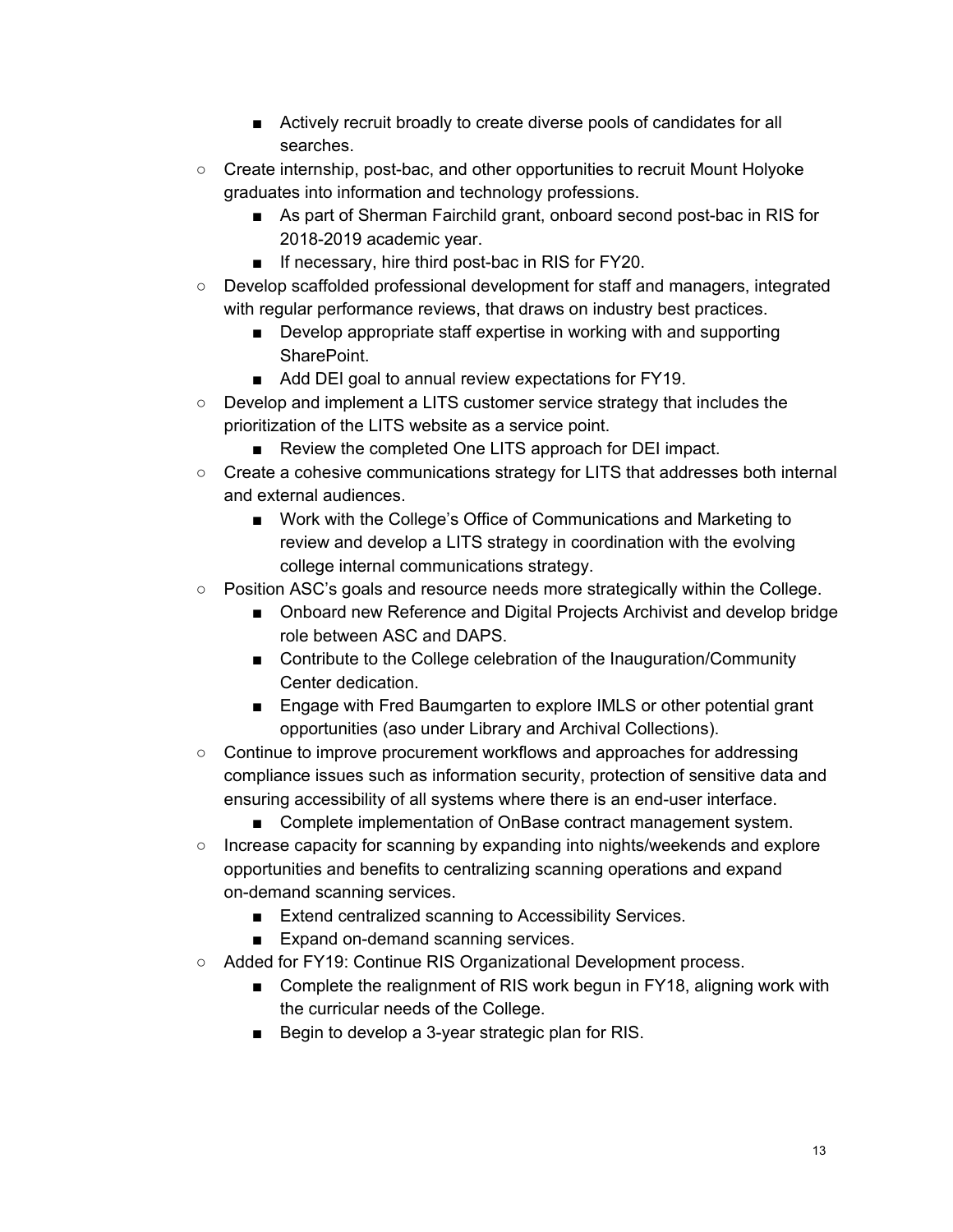- Actively recruit broadly to create diverse pools of candidates for all searches.
    - Create internship, post-bac, and other opportunities to recruit Mount Holyoke graduates into information and technology professions.
        - As part of Sherman Fairchild grant, onboard second post-bac in RIS for 2018-2019 academic year.
        - If necessary, hire third post-bac in RIS for FY20.
    - Develop scaffolded professional development for staff and managers, integrated with regular performance reviews, that draws on industry best practices.
        - Develop appropriate staff expertise in working with and supporting SharePoint.
        - Add DEI goal to annual review expectations for FY19.
    - Develop and implement a LITS customer service strategy that includes the prioritization of the LITS website as a service point.
        - Review the completed One LITS approach for DEI impact.
    - Create a cohesive communications strategy for LITS that addresses both internal and external audiences.
        - Work with the College's Office of Communications and Marketing to review and develop a LITS strategy in coordination with the evolving college internal communications strategy.
    - Position ASC's goals and resource needs more strategically within the College.
        - Onboard new Reference and Digital Projects Archivist and develop bridge role between ASC and DAPS.
        - Contribute to the College celebration of the Inauguration/Community Center dedication.
        - Engage with Fred Baumgarten to explore IMLS or other potential grant opportunities (aso under Library and Archival Collections).
    - Continue to improve procurement workflows and approaches for addressing compliance issues such as information security, protection of sensitive data and ensuring accessibility of all systems where there is an end-user interface.
        - Complete implementation of OnBase contract management system.
    - Increase capacity for scanning by expanding into nights/weekends and explore opportunities and benefits to centralizing scanning operations and expand on-demand scanning services.
        - Extend centralized scanning to Accessibility Services.
        - Expand on-demand scanning services.
    - Added for FY19: Continue RIS Organizational Development process.
        - Complete the realignment of RIS work begun in FY18, aligning work with the curricular needs of the College.
        - Begin to develop a 3-year strategic plan for RIS.